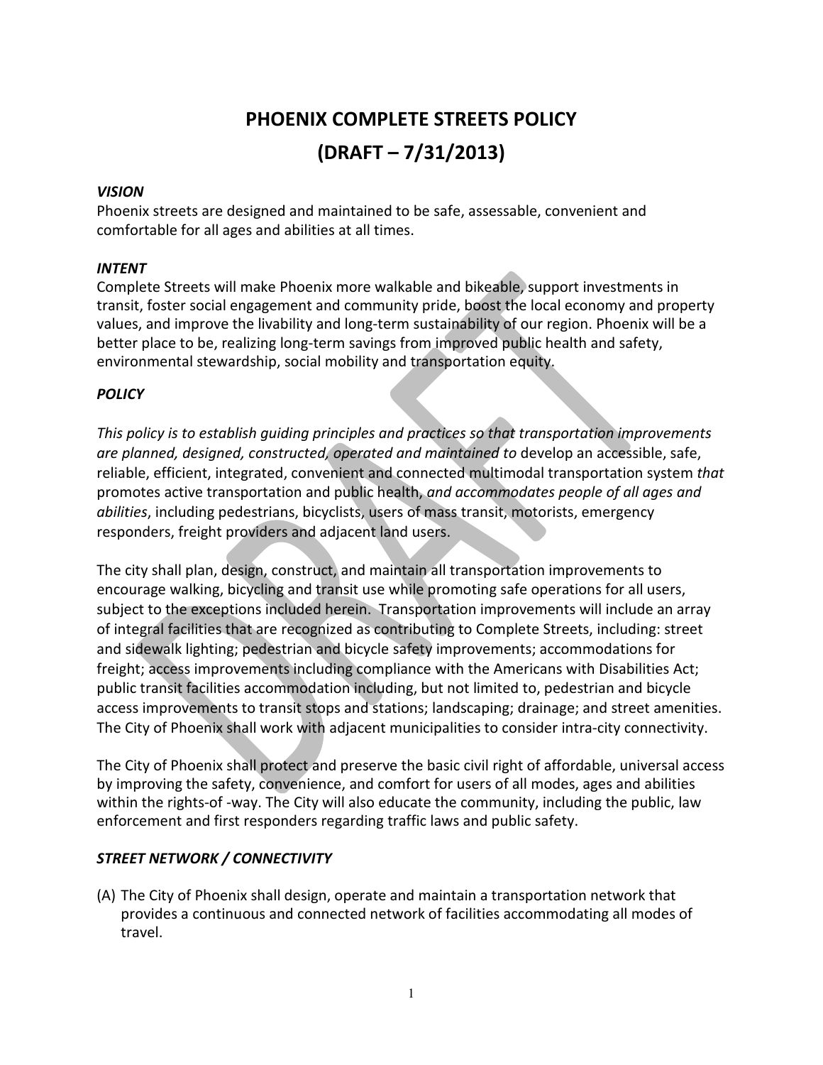# PHOENIX COMPLETE STREETS POLICY

# (DRAFT – 7/31/2013)

***VISION***

Phoenix streets are designed and maintained to be safe, assessable, convenient and comfortable for all ages and abilities at all times.

***INTENT***

Complete Streets will make Phoenix more walkable and bikeable, support investments in transit, foster social engagement and community pride, boost the local economy and property values, and improve the livability and long-term sustainability of our region. Phoenix will be a better place to be, realizing long-term savings from improved public health and safety, environmental stewardship, social mobility and transportation equity.

***POLICY***

*This policy is to establish guiding principles and practices so that transportation improvements are planned, designed, constructed, operated and maintained to* develop an accessible, safe, reliable, efficient, integrated, convenient and connected multimodal transportation system *that* promotes active transportation and public health, *and accommodates people of all ages and abilities*, including pedestrians, bicyclists, users of mass transit, motorists, emergency responders, freight providers and adjacent land users.

The city shall plan, design, construct, and maintain all transportation improvements to encourage walking, bicycling and transit use while promoting safe operations for all users, subject to the exceptions included herein. Transportation improvements will include an array of integral facilities that are recognized as contributing to Complete Streets, including: street and sidewalk lighting; pedestrian and bicycle safety improvements; accommodations for freight; access improvements including compliance with the Americans with Disabilities Act; public transit facilities accommodation including, but not limited to, pedestrian and bicycle access improvements to transit stops and stations; landscaping; drainage; and street amenities. The City of Phoenix shall work with adjacent municipalities to consider intra-city connectivity.

The City of Phoenix shall protect and preserve the basic civil right of affordable, universal access by improving the safety, convenience, and comfort for users of all modes, ages and abilities within the rights-of -way. The City will also educate the community, including the public, law enforcement and first responders regarding traffic laws and public safety.

***STREET NETWORK / CONNECTIVITY***

(A) The City of Phoenix shall design, operate and maintain a transportation network that provides a continuous and connected network of facilities accommodating all modes of travel.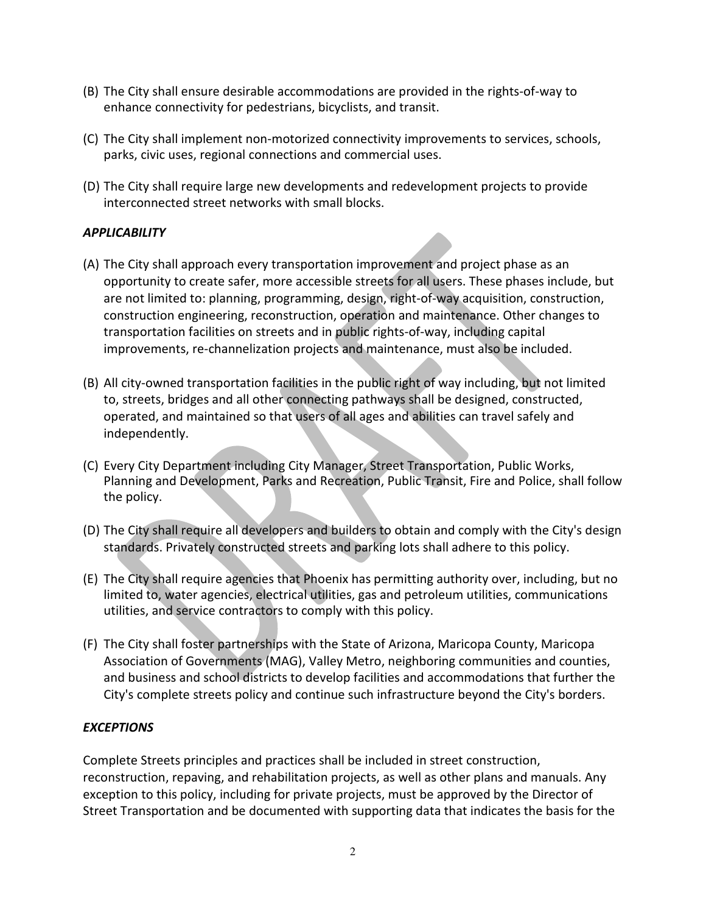(B) The City shall ensure desirable accommodations are provided in the rights-of-way to enhance connectivity for pedestrians, bicyclists, and transit.

(C) The City shall implement non-motorized connectivity improvements to services, schools, parks, civic uses, regional connections and commercial uses.

(D) The City shall require large new developments and redevelopment projects to provide interconnected street networks with small blocks.

***APPLICABILITY***

(A) The City shall approach every transportation improvement and project phase as an opportunity to create safer, more accessible streets for all users. These phases include, but are not limited to: planning, programming, design, right-of-way acquisition, construction, construction engineering, reconstruction, operation and maintenance. Other changes to transportation facilities on streets and in public rights-of-way, including capital improvements, re-channelization projects and maintenance, must also be included.

(B) All city-owned transportation facilities in the public right of way including, but not limited to, streets, bridges and all other connecting pathways shall be designed, constructed, operated, and maintained so that users of all ages and abilities can travel safely and independently.

(C) Every City Department including City Manager, Street Transportation, Public Works, Planning and Development, Parks and Recreation, Public Transit, Fire and Police, shall follow the policy.

(D) The City shall require all developers and builders to obtain and comply with the City's design standards. Privately constructed streets and parking lots shall adhere to this policy.

(E) The City shall require agencies that Phoenix has permitting authority over, including, but no limited to, water agencies, electrical utilities, gas and petroleum utilities, communications utilities, and service contractors to comply with this policy.

(F) The City shall foster partnerships with the State of Arizona, Maricopa County, Maricopa Association of Governments (MAG), Valley Metro, neighboring communities and counties, and business and school districts to develop facilities and accommodations that further the City's complete streets policy and continue such infrastructure beyond the City's borders.

***EXCEPTIONS***

Complete Streets principles and practices shall be included in street construction, reconstruction, repaving, and rehabilitation projects, as well as other plans and manuals. Any exception to this policy, including for private projects, must be approved by the Director of Street Transportation and be documented with supporting data that indicates the basis for the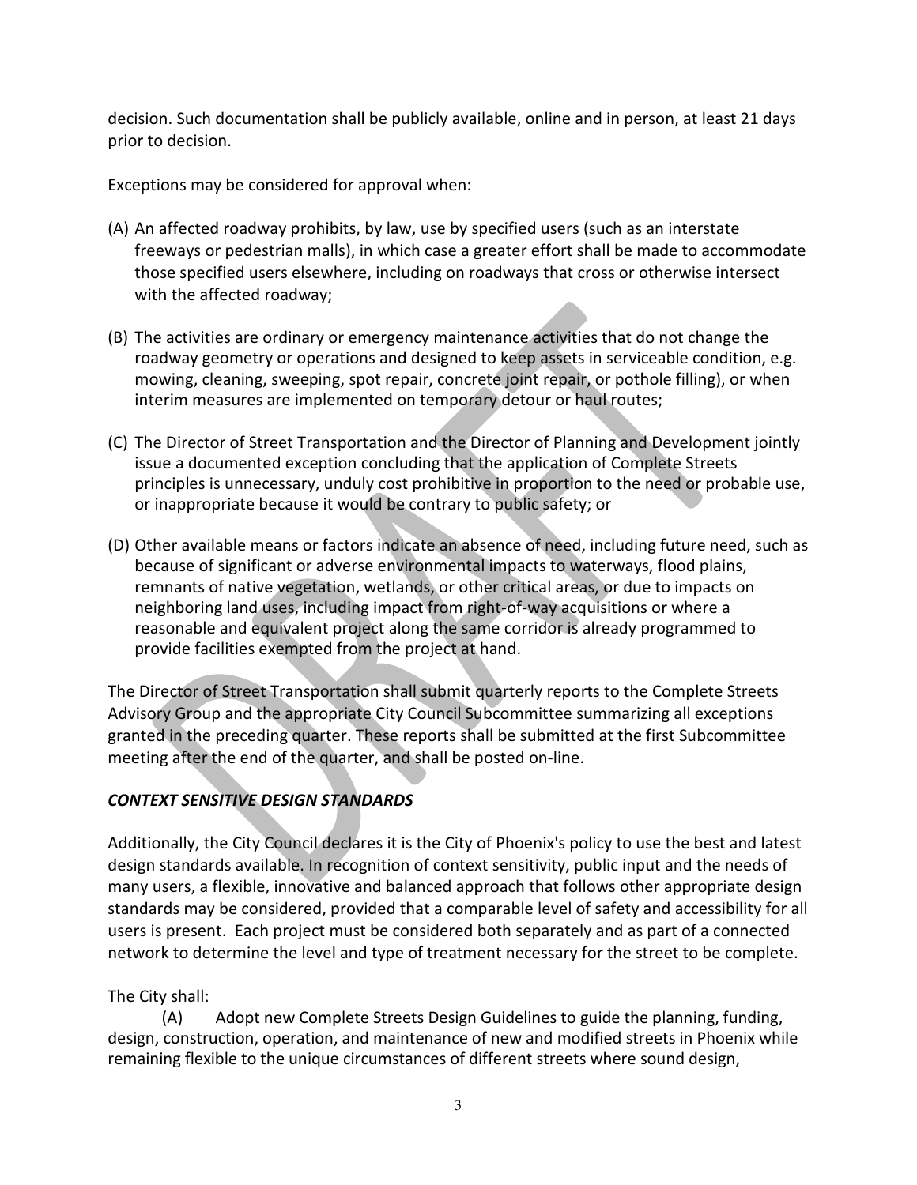decision. Such documentation shall be publicly available, online and in person, at least 21 days prior to decision.

Exceptions may be considered for approval when:

(A) An affected roadway prohibits, by law, use by specified users (such as an interstate freeways or pedestrian malls), in which case a greater effort shall be made to accommodate those specified users elsewhere, including on roadways that cross or otherwise intersect with the affected roadway;

(B) The activities are ordinary or emergency maintenance activities that do not change the roadway geometry or operations and designed to keep assets in serviceable condition, e.g. mowing, cleaning, sweeping, spot repair, concrete joint repair, or pothole filling), or when interim measures are implemented on temporary detour or haul routes;

(C) The Director of Street Transportation and the Director of Planning and Development jointly issue a documented exception concluding that the application of Complete Streets principles is unnecessary, unduly cost prohibitive in proportion to the need or probable use, or inappropriate because it would be contrary to public safety; or

(D) Other available means or factors indicate an absence of need, including future need, such as because of significant or adverse environmental impacts to waterways, flood plains, remnants of native vegetation, wetlands, or other critical areas, or due to impacts on neighboring land uses, including impact from right-of-way acquisitions or where a reasonable and equivalent project along the same corridor is already programmed to provide facilities exempted from the project at hand.

The Director of Street Transportation shall submit quarterly reports to the Complete Streets Advisory Group and the appropriate City Council Subcommittee summarizing all exceptions granted in the preceding quarter. These reports shall be submitted at the first Subcommittee meeting after the end of the quarter, and shall be posted on-line.

### *CONTEXT SENSITIVE DESIGN STANDARDS*

Additionally, the City Council declares it is the City of Phoenix's policy to use the best and latest design standards available. In recognition of context sensitivity, public input and the needs of many users, a flexible, innovative and balanced approach that follows other appropriate design standards may be considered, provided that a comparable level of safety and accessibility for all users is present. Each project must be considered both separately and as part of a connected network to determine the level and type of treatment necessary for the street to be complete.

The City shall:

(A) Adopt new Complete Streets Design Guidelines to guide the planning, funding, design, construction, operation, and maintenance of new and modified streets in Phoenix while remaining flexible to the unique circumstances of different streets where sound design,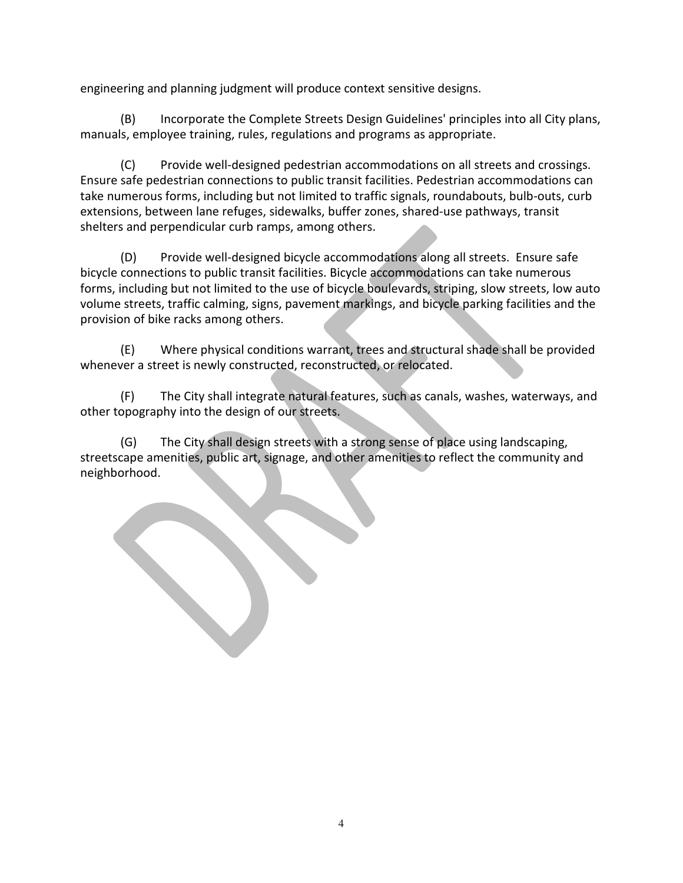engineering and planning judgment will produce context sensitive designs.

(B) Incorporate the Complete Streets Design Guidelines' principles into all City plans, manuals, employee training, rules, regulations and programs as appropriate.

(C) Provide well-designed pedestrian accommodations on all streets and crossings. Ensure safe pedestrian connections to public transit facilities. Pedestrian accommodations can take numerous forms, including but not limited to traffic signals, roundabouts, bulb-outs, curb extensions, between lane refuges, sidewalks, buffer zones, shared-use pathways, transit shelters and perpendicular curb ramps, among others.

(D) Provide well-designed bicycle accommodations along all streets. Ensure safe bicycle connections to public transit facilities. Bicycle accommodations can take numerous forms, including but not limited to the use of bicycle boulevards, striping, slow streets, low auto volume streets, traffic calming, signs, pavement markings, and bicycle parking facilities and the provision of bike racks among others.

(E) Where physical conditions warrant, trees and structural shade shall be provided whenever a street is newly constructed, reconstructed, or relocated.

(F) The City shall integrate natural features, such as canals, washes, waterways, and other topography into the design of our streets.

(G) The City shall design streets with a strong sense of place using landscaping, streetscape amenities, public art, signage, and other amenities to reflect the community and neighborhood.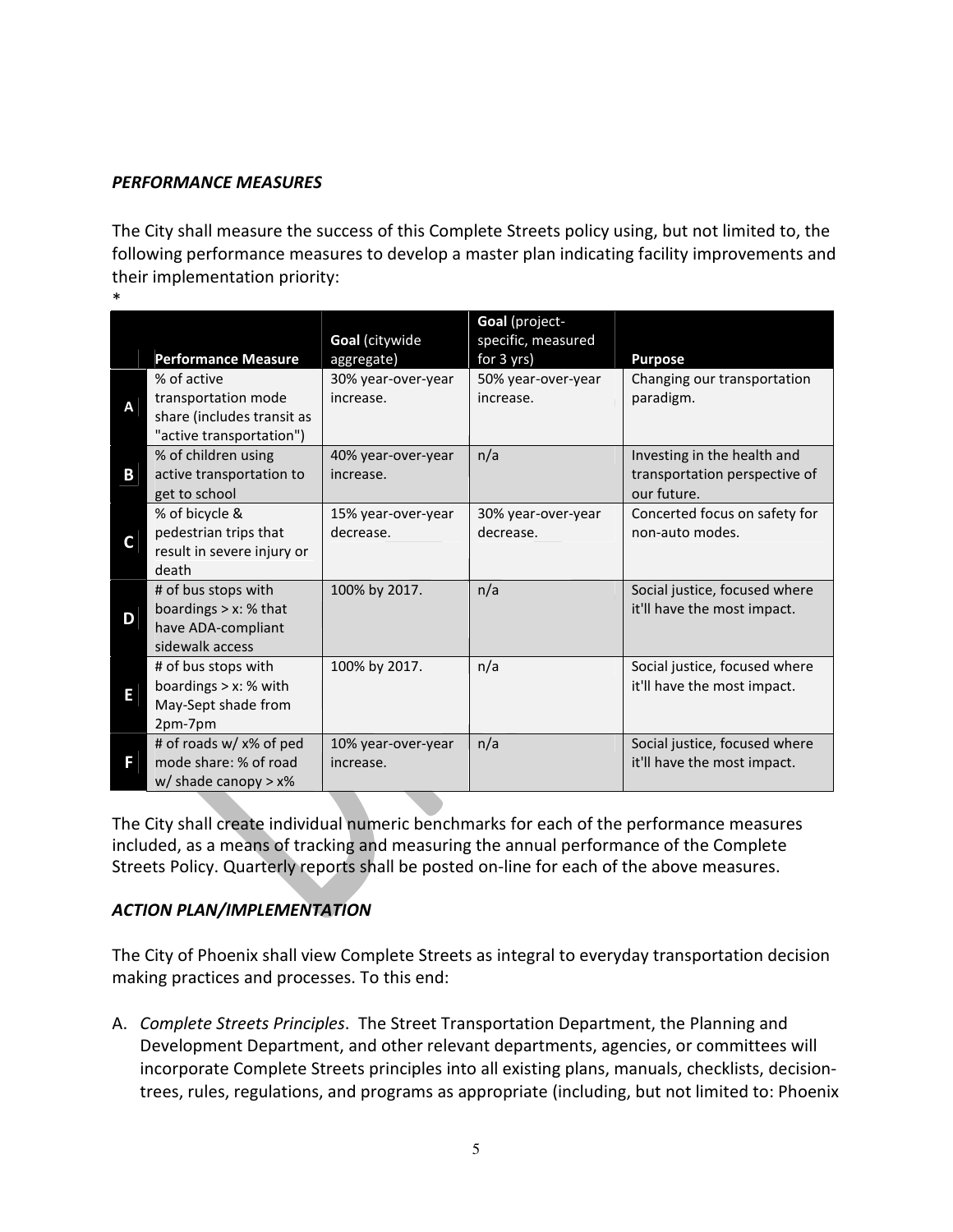### *PERFORMANCE MEASURES*

The City shall measure the success of this Complete Streets policy using, but not limited to, the following performance measures to develop a master plan indicating facility improvements and their implementation priority:
*

| | **Performance Measure** | **Goal** (citywide aggregate) | **Goal** (project-specific, measured for 3 yrs) | **Purpose** |
|---|---|---|---|---|
| **A** | % of active transportation mode share (includes transit as "active transportation") | 30% year-over-year increase. | 50% year-over-year increase. | Changing our transportation paradigm. |
| **B** | % of children using active transportation to get to school | 40% year-over-year increase. | n/a | Investing in the health and transportation perspective of our future. |
| **C** | % of bicycle & pedestrian trips that result in severe injury or death | 15% year-over-year decrease. | 30% year-over-year decrease. | Concerted focus on safety for non-auto modes. |
| **D** | # of bus stops with boardings > x: % that have ADA-compliant sidewalk access | 100% by 2017. | n/a | Social justice, focused where it'll have the most impact. |
| **E** | # of bus stops with boardings > x: % with May-Sept shade from 2pm-7pm | 100% by 2017. | n/a | Social justice, focused where it'll have the most impact. |
| **F** | # of roads w/ x% of ped mode share: % of road w/ shade canopy > x% | 10% year-over-year increase. | n/a | Social justice, focused where it'll have the most impact. |

The City shall create individual numeric benchmarks for each of the performance measures included, as a means of tracking and measuring the annual performance of the Complete Streets Policy. Quarterly reports shall be posted on-line for each of the above measures.

### *ACTION PLAN/IMPLEMENTATION*

The City of Phoenix shall view Complete Streets as integral to everyday transportation decision making practices and processes. To this end:

A. *Complete Streets Principles*. The Street Transportation Department, the Planning and Development Department, and other relevant departments, agencies, or committees will incorporate Complete Streets principles into all existing plans, manuals, checklists, decision-trees, rules, regulations, and programs as appropriate (including, but not limited to: Phoenix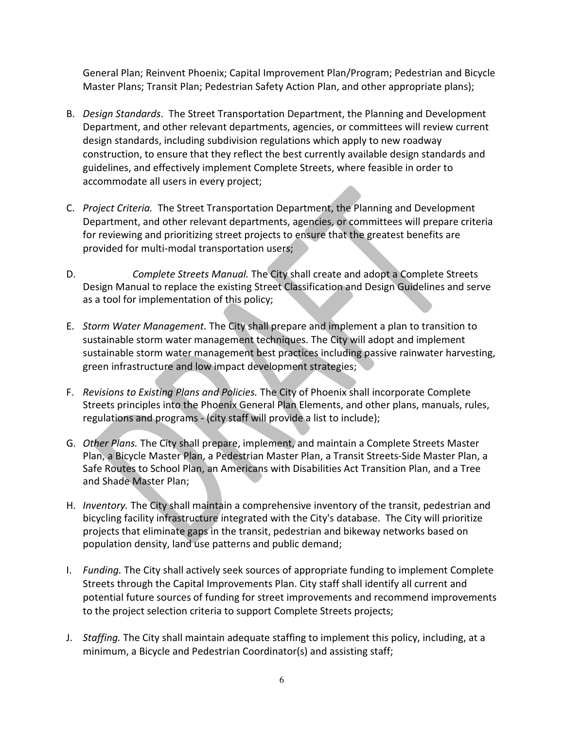General Plan; Reinvent Phoenix; Capital Improvement Plan/Program; Pedestrian and Bicycle Master Plans; Transit Plan; Pedestrian Safety Action Plan, and other appropriate plans);

B. *Design Standards*. The Street Transportation Department, the Planning and Development Department, and other relevant departments, agencies, or committees will review current design standards, including subdivision regulations which apply to new roadway construction, to ensure that they reflect the best currently available design standards and guidelines, and effectively implement Complete Streets, where feasible in order to accommodate all users in every project;

C. *Project Criteria.* The Street Transportation Department, the Planning and Development Department, and other relevant departments, agencies, or committees will prepare criteria for reviewing and prioritizing street projects to ensure that the greatest benefits are provided for multi-modal transportation users;

D. *Complete Streets Manual.* The City shall create and adopt a Complete Streets Design Manual to replace the existing Street Classification and Design Guidelines and serve as a tool for implementation of this policy;

E. *Storm Water Management.* The City shall prepare and implement a plan to transition to sustainable storm water management techniques. The City will adopt and implement sustainable storm water management best practices including passive rainwater harvesting, green infrastructure and low impact development strategies;

F. *Revisions to Existing Plans and Policies.* The City of Phoenix shall incorporate Complete Streets principles into the Phoenix General Plan Elements, and other plans, manuals, rules, regulations and programs - (city staff will provide a list to include);

G. *Other Plans.* The City shall prepare, implement, and maintain a Complete Streets Master Plan, a Bicycle Master Plan, a Pedestrian Master Plan, a Transit Streets-Side Master Plan, a Safe Routes to School Plan, an Americans with Disabilities Act Transition Plan, and a Tree and Shade Master Plan;

H. *Inventory.* The City shall maintain a comprehensive inventory of the transit, pedestrian and bicycling facility infrastructure integrated with the City's database. The City will prioritize projects that eliminate gaps in the transit, pedestrian and bikeway networks based on population density, land use patterns and public demand;

I. *Funding.* The City shall actively seek sources of appropriate funding to implement Complete Streets through the Capital Improvements Plan. City staff shall identify all current and potential future sources of funding for street improvements and recommend improvements to the project selection criteria to support Complete Streets projects;

J. *Staffing.* The City shall maintain adequate staffing to implement this policy, including, at a minimum, a Bicycle and Pedestrian Coordinator(s) and assisting staff;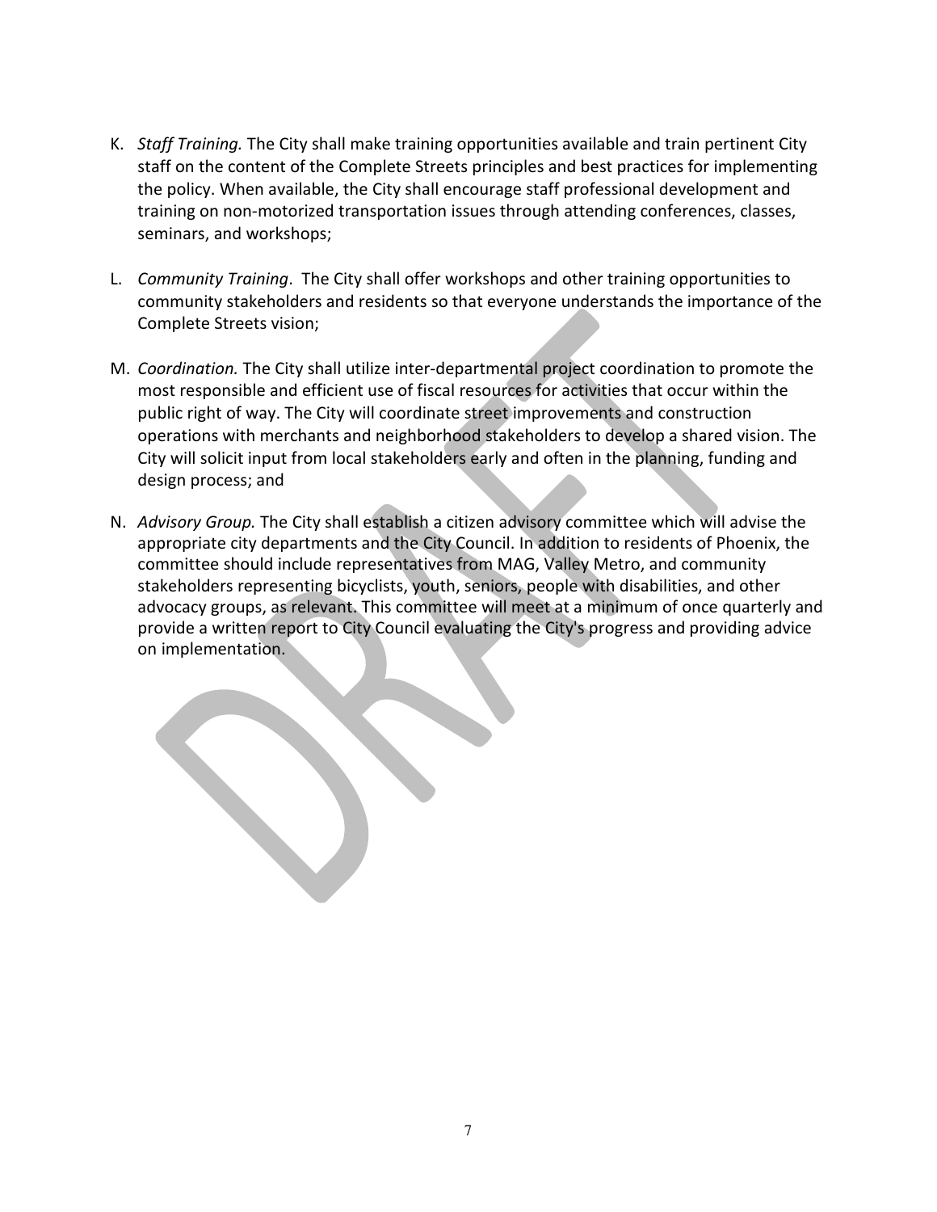K. *Staff Training.* The City shall make training opportunities available and train pertinent City staff on the content of the Complete Streets principles and best practices for implementing the policy. When available, the City shall encourage staff professional development and training on non-motorized transportation issues through attending conferences, classes, seminars, and workshops;

L. *Community Training*. The City shall offer workshops and other training opportunities to community stakeholders and residents so that everyone understands the importance of the Complete Streets vision;

M. *Coordination.* The City shall utilize inter-departmental project coordination to promote the most responsible and efficient use of fiscal resources for activities that occur within the public right of way. The City will coordinate street improvements and construction operations with merchants and neighborhood stakeholders to develop a shared vision. The City will solicit input from local stakeholders early and often in the planning, funding and design process; and

N. *Advisory Group.* The City shall establish a citizen advisory committee which will advise the appropriate city departments and the City Council. In addition to residents of Phoenix, the committee should include representatives from MAG, Valley Metro, and community stakeholders representing bicyclists, youth, seniors, people with disabilities, and other advocacy groups, as relevant. This committee will meet at a minimum of once quarterly and provide a written report to City Council evaluating the City's progress and providing advice on implementation.